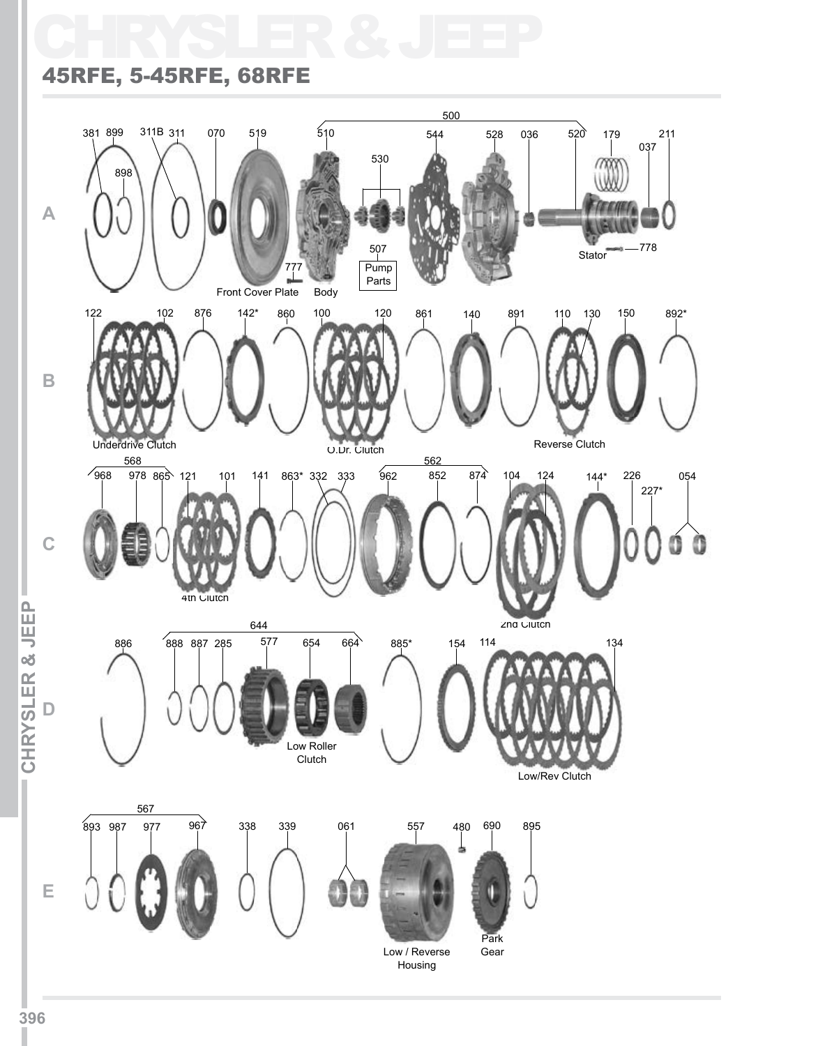# CHRYSLER & JEEP

## 45RFE, 5-45RFE, 68RFE

**A**

381 899 311B 311 070 519 510 500 544 530 528 036 520 179 037 211

898

507

Pump Parts

777

778

Front Cover Plate

Body

Stator

**B**

122 102 876 142* 860 100 120 861 140 891 110 130 150 892*

Underdrive Clutch

O.Dr. Clutch

Reverse Clutch

**C**

568

968 978 865 121 101 141 863* 332 333 562 962 852 874 104 124 144* 226 227* 054

4th Clutch

2nd Clutch

**D**

886 644 888 887 285 577 654 664 885* 154 114 134

Low Roller Clutch

Low/Rev Clutch

**E**

567

893 987 977 967 338 339 061 557 480 690 895

Low / Reverse Housing

Park Gear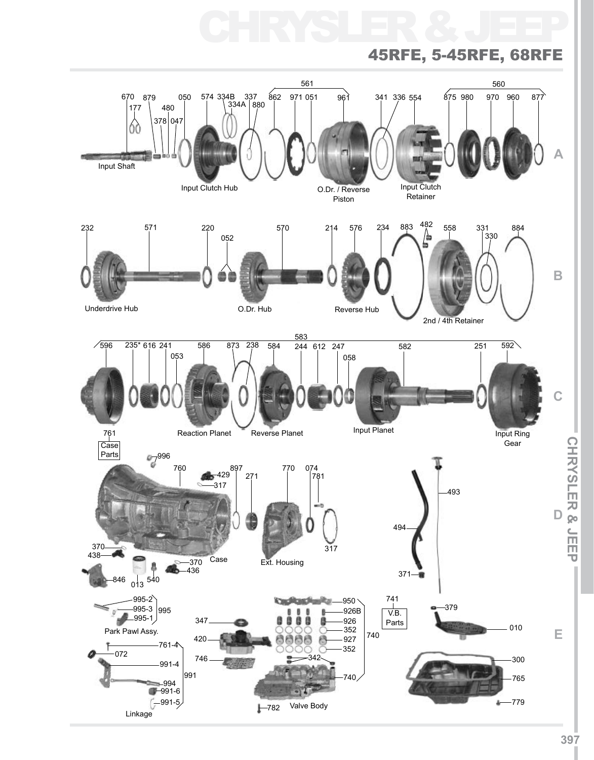# CHRYSLER & JEEP

## 45RFE, 5-45RFE, 68RFE

### A

561 · 560

670 · 177 · 879 · 378 · 480 · 047 · 050 · 574 · 334B · 334A · 337 · 880 · 862 · 971 · 051 · 961 · 341 · 336 · 554 · 875 · 980 · 970 · 960 · 877

Input Shaft

Input Clutch Hub

O.Dr. / Reverse Piston

Input Clutch Retainer

### B

232 · 571 · 220 · 052 · 570 · 214 · 576 · 234 · 883 · 482 · 558 · 331 · 330 · 884

Underdrive Hub

O.Dr. Hub

Reverse Hub

2nd / 4th Retainer

### C

583

596 · 235* · 616 · 241 · 053 · 586 · 873 · 238 · 584 · 244 · 612 · 247 · 058 · 582 · 251 · 592

Reaction Planet

Reverse Planet

Input Planet

Input Ring Gear

### D

761 Case Parts

996 · 760 · 429 · 317 · 897 · 271 · 770 · 074 · 781 · 317 · 370 · 438 · 370 · 436 · 846 · 013 · 540 · 493 · 494 · 371

Case

Ext. Housing

### E

995: 995-2 · 995-3 · 995-1

Park Pawl Assy.

991: 761-4 · 072 · 991-4 · 994 · 991-6 · 991-5

Linkage

740: 950 · 926B · 926 · 352 · 927 · 352 · 342 · 740

347 · 420 · 746 · 782

Valve Body

741 V.B. Parts

379 · 010 · 300 · 765 · 779

CHRYSLER & JEEP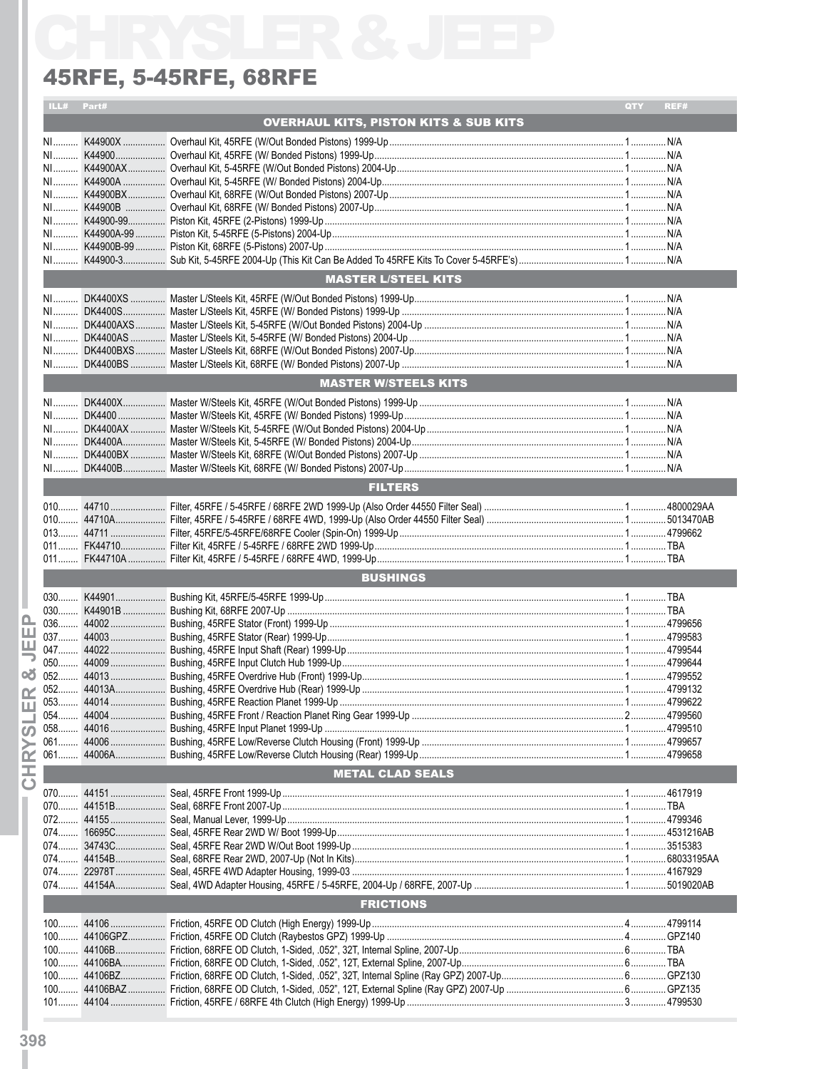# CHRYSLER & JEEP

## 45RFE, 5-45RFE, 68RFE

| ILL# | Part# | Description | QTY | REF# |
|---|---|---|---|---|
| | | **OVERHAUL KITS, PISTON KITS & SUB KITS** | | |
| NI | K44900X | Overhaul Kit, 45RFE (W/Out Bonded Pistons) 1999-Up | 1 | N/A |
| NI | K44900 | Overhaul Kit, 45RFE (W/ Bonded Pistons) 1999-Up | 1 | N/A |
| NI | K44900AX | Overhaul Kit, 5-45RFE (W/Out Bonded Pistons) 2004-Up | 1 | N/A |
| NI | K44900A | Overhaul Kit, 5-45RFE (W/ Bonded Pistons) 2004-Up | 1 | N/A |
| NI | K44900BX | Overhaul Kit, 68RFE (W/Out Bonded Pistons) 2007-Up | 1 | N/A |
| NI | K44900B | Overhaul Kit, 68RFE (W/ Bonded Pistons) 2007-Up | 1 | N/A |
| NI | K44900-99 | Piston Kit, 45RFE (2-Pistons) 1999-Up | 1 | N/A |
| NI | K44900A-99 | Piston Kit, 5-45RFE (5-Pistons) 2004-Up | 1 | N/A |
| NI | K44900B-99 | Piston Kit, 68RFE (5-Pistons) 2007-Up | 1 | N/A |
| NI | K44900-3 | Sub Kit, 5-45RFE 2004-Up (This Kit Can Be Added To 45RFE Kits To Cover 5-45RFE's) | 1 | N/A |
| | | **MASTER L/STEEL KITS** | | |
| NI | DK4400XS | Master L/Steels Kit, 45RFE (W/Out Bonded Pistons) 1999-Up | 1 | N/A |
| NI | DK4400S | Master L/Steels Kit, 45RFE (W/ Bonded Pistons) 1999-Up | 1 | N/A |
| NI | DK4400AXS | Master L/Steels Kit, 5-45RFE (W/Out Bonded Pistons) 2004-Up | 1 | N/A |
| NI | DK4400AS | Master L/Steels Kit, 5-45RFE (W/ Bonded Pistons) 2004-Up | 1 | N/A |
| NI | DK4400BXS | Master L/Steels Kit, 68RFE (W/Out Bonded Pistons) 2007-Up | 1 | N/A |
| NI | DK4400BS | Master L/Steels Kit, 68RFE (W/ Bonded Pistons) 2007-Up | 1 | N/A |
| | | **MASTER W/STEELS KITS** | | |
| NI | DK4400X | Master W/Steels Kit, 45RFE (W/Out Bonded Pistons) 1999-Up | 1 | N/A |
| NI | DK4400 | Master W/Steels Kit, 45RFE (W/ Bonded Pistons) 1999-Up | 1 | N/A |
| NI | DK4400AX | Master W/Steels Kit, 5-45RFE (W/Out Bonded Pistons) 2004-Up | 1 | N/A |
| NI | DK4400A | Master W/Steels Kit, 5-45RFE (W/ Bonded Pistons) 2004-Up | 1 | N/A |
| NI | DK4400BX | Master W/Steels Kit, 68RFE (W/Out Bonded Pistons) 2007-Up | 1 | N/A |
| NI | DK4400B | Master W/Steels Kit, 68RFE (W/ Bonded Pistons) 2007-Up | 1 | N/A |
| | | **FILTERS** | | |
| 010 | 44710 | Filter, 45RFE / 5-45RFE / 68RFE 2WD 1999-Up (Also Order 44550 Filter Seal) | 1 | 4800029AA |
| 010 | 44710A | Filter, 45RFE / 5-45RFE / 68RFE 4WD, 1999-Up (Also Order 44550 Filter Seal) | 1 | 5013470AB |
| 013 | 44711 | Filter, 45RFE/5-45RFE/68RFE Cooler (Spin-On) 1999-Up | 1 | 4799662 |
| 011 | FK44710 | Filter Kit, 45RFE / 5-45RFE / 68RFE 2WD 1999-Up | 1 | TBA |
| 011 | FK44710A | Filter Kit, 45RFE / 5-45RFE / 68RFE 4WD, 1999-Up | 1 | TBA |
| | | **BUSHINGS** | | |
| 030 | K44901 | Bushing Kit, 45RFE/5-45RFE 1999-Up | 1 | TBA |
| 030 | K44901B | Bushing Kit, 68RFE 2007-Up | 1 | TBA |
| 036 | 44002 | Bushing, 45RFE Stator (Front) 1999-Up | 1 | 4799656 |
| 037 | 44003 | Bushing, 45RFE Stator (Rear) 1999-Up | 1 | 4799583 |
| 047 | 44022 | Bushing, 45RFE Input Shaft (Rear) 1999-Up | 1 | 4799544 |
| 050 | 44009 | Bushing, 45RFE Input Clutch Hub 1999-Up | 1 | 4799644 |
| 052 | 44013 | Bushing, 45RFE Overdrive Hub (Front) 1999-Up | 1 | 4799552 |
| 052 | 44013A | Bushing, 45RFE Overdrive Hub (Rear) 1999-Up | 1 | 4799132 |
| 053 | 44014 | Bushing, 45RFE Reaction Planet 1999-Up | 1 | 4799622 |
| 054 | 44004 | Bushing, 45RFE Front / Reaction Planet Ring Gear 1999-Up | 2 | 4799560 |
| 058 | 44016 | Bushing, 45RFE Input Planet 1999-Up | 1 | 4799510 |
| 061 | 44006 | Bushing, 45RFE Low/Reverse Clutch Housing (Front) 1999-Up | 1 | 4799657 |
| 061 | 44006A | Bushing, 45RFE Low/Reverse Clutch Housing (Rear) 1999-Up | 1 | 4799658 |
| | | **METAL CLAD SEALS** | | |
| 070 | 44151 | Seal, 45RFE Front 1999-Up | 1 | 4617919 |
| 070 | 44151B | Seal, 68RFE Front 2007-Up | 1 | TBA |
| 072 | 44155 | Seal, Manual Lever, 1999-Up | 1 | 4799346 |
| 074 | 16695C | Seal, 45RFE Rear 2WD W/ Boot 1999-Up | 1 | 4531216AB |
| 074 | 34743C | Seal, 45RFE Rear 2WD W/Out Boot 1999-Up | 1 | 3515383 |
| 074 | 44154B | Seal, 68RFE Rear 2WD, 2007-Up (Not In Kits) | 1 | 68033195AA |
| 074 | 22978T | Seal, 45RFE 4WD Adapter Housing, 1999-03 | 1 | 4167929 |
| 074 | 44154A | Seal, 4WD Adapter Housing, 45RFE / 5-45RFE, 2004-Up / 68RFE, 2007-Up | 1 | 5019020AB |
| | | **FRICTIONS** | | |
| 100 | 44106 | Friction, 45RFE OD Clutch (High Energy) 1999-Up | 4 | 4799114 |
| 100 | 44106GPZ | Friction, 45RFE OD Clutch (Raybestos GPZ) 1999-Up | 4 | GPZ140 |
| 100 | 44106B | Friction, 68RFE OD Clutch, 1-Sided, .052", 32T, Internal Spline, 2007-Up | 6 | TBA |
| 100 | 44106BA | Friction, 68RFE OD Clutch, 1-Sided, .052", 12T, External Spline, 2007-Up | 6 | TBA |
| 100 | 44106BZ | Friction, 68RFE OD Clutch, 1-Sided, .052", 32T, Internal Spline (Ray GPZ) 2007-Up | 6 | GPZ130 |
| 100 | 44106BAZ | Friction, 68RFE OD Clutch, 1-Sided, .052", 12T, External Spline (Ray GPZ) 2007-Up | 6 | GPZ135 |
| 101 | 44104 | Friction, 45RFE / 68RFE 4th Clutch (High Energy) 1999-Up | 3 | 4799530 |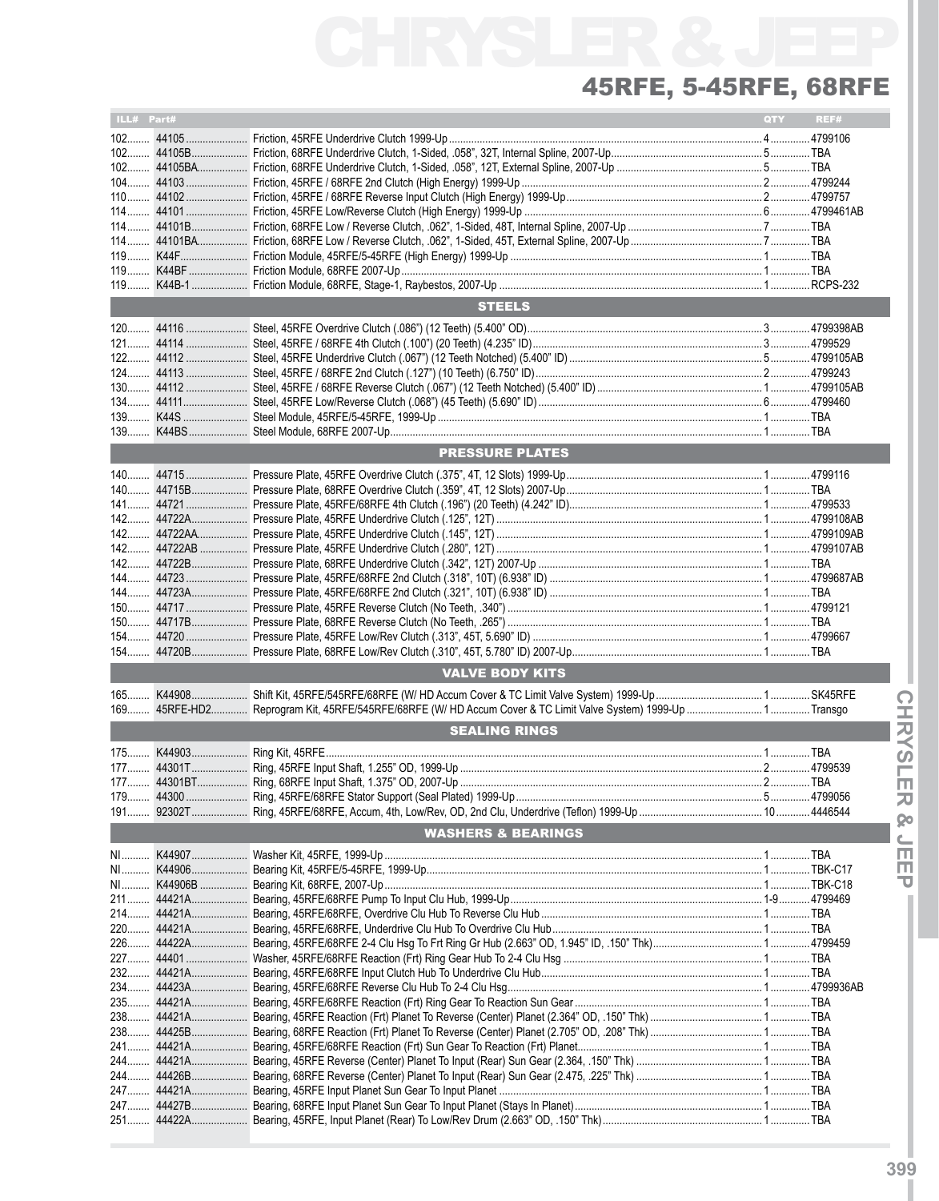# CHRYSLER & JEEP

## 45RFE, 5-45RFE, 68RFE

| ILL# | Part# | | QTY | REF# |
|---|---|---|---|---|
| 102 | 44105 | Friction, 45RFE Underdrive Clutch 1999-Up | 4 | 4799106 |
| 102 | 44105B | Friction, 68RFE Underdrive Clutch, 1-Sided, .058", 32T, Internal Spline, 2007-Up | 5 | TBA |
| 102 | 44105BA | Friction, 68RFE Underdrive Clutch, 1-Sided, .058", 12T, External Spline, 2007-Up | 5 | TBA |
| 104 | 44103 | Friction, 45RFE / 68RFE 2nd Clutch (High Energy) 1999-Up | 2 | 4799244 |
| 110 | 44102 | Friction, 45RFE / 68RFE Reverse Input Clutch (High Energy) 1999-Up | 2 | 4799757 |
| 114 | 44101 | Friction, 45RFE Low/Reverse Clutch (High Energy) 1999-Up | 6 | 4799461AB |
| 114 | 44101B | Friction, 68RFE Low / Reverse Clutch, .062", 1-Sided, 48T, Internal Spline, 2007-Up | 7 | TBA |
| 114 | 44101BA | Friction, 68RFE Low / Reverse Clutch, .062", 1-Sided, 45T, External Spline, 2007-Up | 7 | TBA |
| 119 | K44F | Friction Module, 45RFE/5-45RFE (High Energy) 1999-Up | 1 | TBA |
| 119 | K44BF | Friction Module, 68RFE 2007-Up | 1 | TBA |
| 119 | K44B-1 | Friction Module, 68RFE, Stage-1, Raybestos, 2007-Up | 1 | RCPS-232 |
| | | **STEELS** | | |
| 120 | 44116 | Steel, 45RFE Overdrive Clutch (.086") (12 Teeth) (5.400" OD) | 3 | 4799398AB |
| 121 | 44114 | Steel, 45RFE / 68RFE 4th Clutch (.100") (20 Teeth) (4.235" ID) | 3 | 4799529 |
| 122 | 44112 | Steel, 45RFE Underdrive Clutch (.067") (12 Teeth Notched) (5.400" ID) | 5 | 4799105AB |
| 124 | 44113 | Steel, 45RFE / 68RFE 2nd Clutch (.127") (10 Teeth) (6.750" ID) | 2 | 4799243 |
| 130 | 44112 | Steel, 45RFE / 68RFE Reverse Clutch (.067") (12 Teeth Notched) (5.400" ID) | 1 | 4799105AB |
| 134 | 44111 | Steel, 45RFE Low/Reverse Clutch (.068") (45 Teeth) (5.690" ID) | 6 | 4799460 |
| 139 | K44S | Steel Module, 45RFE/5-45RFE, 1999-Up | 1 | TBA |
| 139 | K44BS | Steel Module, 68RFE 2007-Up | 1 | TBA |
| | | **PRESSURE PLATES** | | |
| 140 | 44715 | Pressure Plate, 45RFE Overdrive Clutch (.375", 4T, 12 Slots) 1999-Up | 1 | 4799116 |
| 140 | 44715B | Pressure Plate, 68RFE Overdrive Clutch (.359", 4T, 12 Slots) 2007-Up | 1 | TBA |
| 141 | 44721 | Pressure Plate, 45RFE/68RFE 4th Clutch (.196") (20 Teeth) (4.242" ID) | 1 | 4799533 |
| 142 | 44722A | Pressure Plate, 45RFE Underdrive Clutch (.125", 12T) | 1 | 4799108AB |
| 142 | 44722AA | Pressure Plate, 45RFE Underdrive Clutch (.145", 12T) | 1 | 4799109AB |
| 142 | 44722AB | Pressure Plate, 45RFE Underdrive Clutch (.280", 12T) | 1 | 4799107AB |
| 142 | 44722B | Pressure Plate, 68RFE Underdrive Clutch (.342", 12T) 2007-Up | 1 | TBA |
| 144 | 44723 | Pressure Plate, 45RFE/68RFE 2nd Clutch (.318", 10T) (6.938" ID) | 1 | 4799687AB |
| 144 | 44723A | Pressure Plate, 45RFE/68RFE 2nd Clutch (.321", 10T) (6.938" ID) | 1 | TBA |
| 150 | 44717 | Pressure Plate, 45RFE Reverse Clutch (No Teeth, .340") | 1 | 4799121 |
| 150 | 44717B | Pressure Plate, 68RFE Reverse Clutch (No Teeth, .265") | 1 | TBA |
| 154 | 44720 | Pressure Plate, 45RFE Low/Rev Clutch (.313", 45T, 5.690" ID) | 1 | 4799667 |
| 154 | 44720B | Pressure Plate, 68RFE Low/Rev Clutch (.310", 45T, 5.780" ID) 2007-Up | 1 | TBA |
| | | **VALVE BODY KITS** | | |
| 165 | K44908 | Shift Kit, 45RFE/545RFE/68RFE (W/ HD Accum Cover & TC Limit Valve System) 1999-Up | 1 | SK45RFE |
| 169 | 45RFE-HD2 | Reprogram Kit, 45RFE/545RFE/68RFE (W/ HD Accum Cover & TC Limit Valve System) 1999-Up | 1 | Transgo |
| | | **SEALING RINGS** | | |
| 175 | K44903 | Ring Kit, 45RFE | 1 | TBA |
| 177 | 44301T | Ring, 45RFE Input Shaft, 1.255" OD, 1999-Up | 2 | 4799539 |
| 177 | 44301BT | Ring, 68RFE Input Shaft, 1.375" OD, 2007-Up | 2 | TBA |
| 179 | 44300 | Ring, 45RFE/68RFE Stator Support (Seal Plated) 1999-Up | 5 | 4799056 |
| 191 | 92302T | Ring, 45RFE/68RFE, Accum, 4th, Low/Rev, OD, 2nd Clu, Underdrive (Teflon) 1999-Up | 10 | 4446544 |
| | | **WASHERS & BEARINGS** | | |
| NI | K44907 | Washer Kit, 45RFE, 1999-Up | 1 | TBA |
| NI | K44906 | Bearing Kit, 45RFE/5-45RFE, 1999-Up | 1 | TBK-C17 |
| NI | K44906B | Bearing Kit, 68RFE, 2007-Up | 1 | TBK-C18 |
| 211 | 44421A | Bearing, 45RFE/68RFE Pump To Input Clu Hub, 1999-Up | 1-9 | 4799469 |
| 214 | 44421A | Bearing, 45RFE/68RFE, Overdrive Clu Hub To Reverse Clu Hub | 1 | TBA |
| 220 | 44421A | Bearing, 45RFE/68RFE, Underdrive Clu Hub To Overdrive Clu Hub | 1 | TBA |
| 226 | 44422A | Bearing, 45RFE/68RFE 2-4 Clu Hsg To Frt Ring Gr Hub (2.663" OD, 1.945" ID, .150" Thk) | 1 | 4799459 |
| 227 | 44401 | Washer, 45RFE/68RFE Reaction (Frt) Ring Gear Hub To 2-4 Clu Hsg | 1 | TBA |
| 232 | 44421A | Bearing, 45RFE/68RFE Input Clutch Hub To Underdrive Clu Hub | 1 | TBA |
| 234 | 44423A | Bearing, 45RFE/68RFE Reverse Clu Hub To 2-4 Clu Hsg | 1 | 4799936AB |
| 235 | 44421A | Bearing, 45RFE/68RFE Reaction (Frt) Ring Gear To Reaction Sun Gear | 1 | TBA |
| 238 | 44421A | Bearing, 45RFE Reaction (Frt) Planet To Reverse (Center) Planet (2.364" OD, .150" Thk) | 1 | TBA |
| 238 | 44425B | Bearing, 68RFE Reaction (Frt) Planet To Reverse (Center) Planet (2.705" OD, .208" Thk) | 1 | TBA |
| 241 | 44421A | Bearing, 45RFE/68RFE Reaction (Frt) Sun Gear To Reaction (Frt) Planet | 1 | TBA |
| 244 | 44421A | Bearing, 45RFE Reverse (Center) Planet To Input (Rear) Sun Gear (2.364, .150" Thk) | 1 | TBA |
| 244 | 44426B | Bearing, 68RFE Reverse (Center) Planet To Input (Rear) Sun Gear (2.475, .225" Thk) | 1 | TBA |
| 247 | 44421A | Bearing, 45RFE Input Planet Sun Gear To Input Planet | 1 | TBA |
| 247 | 44427B | Bearing, 68RFE Input Planet Sun Gear To Input Planet (Stays In Planet) | 1 | TBA |
| 251 | 44422A | Bearing, 45RFE, Input Planet (Rear) To Low/Rev Drum (2.663" OD, .150" Thk) | 1 | TBA |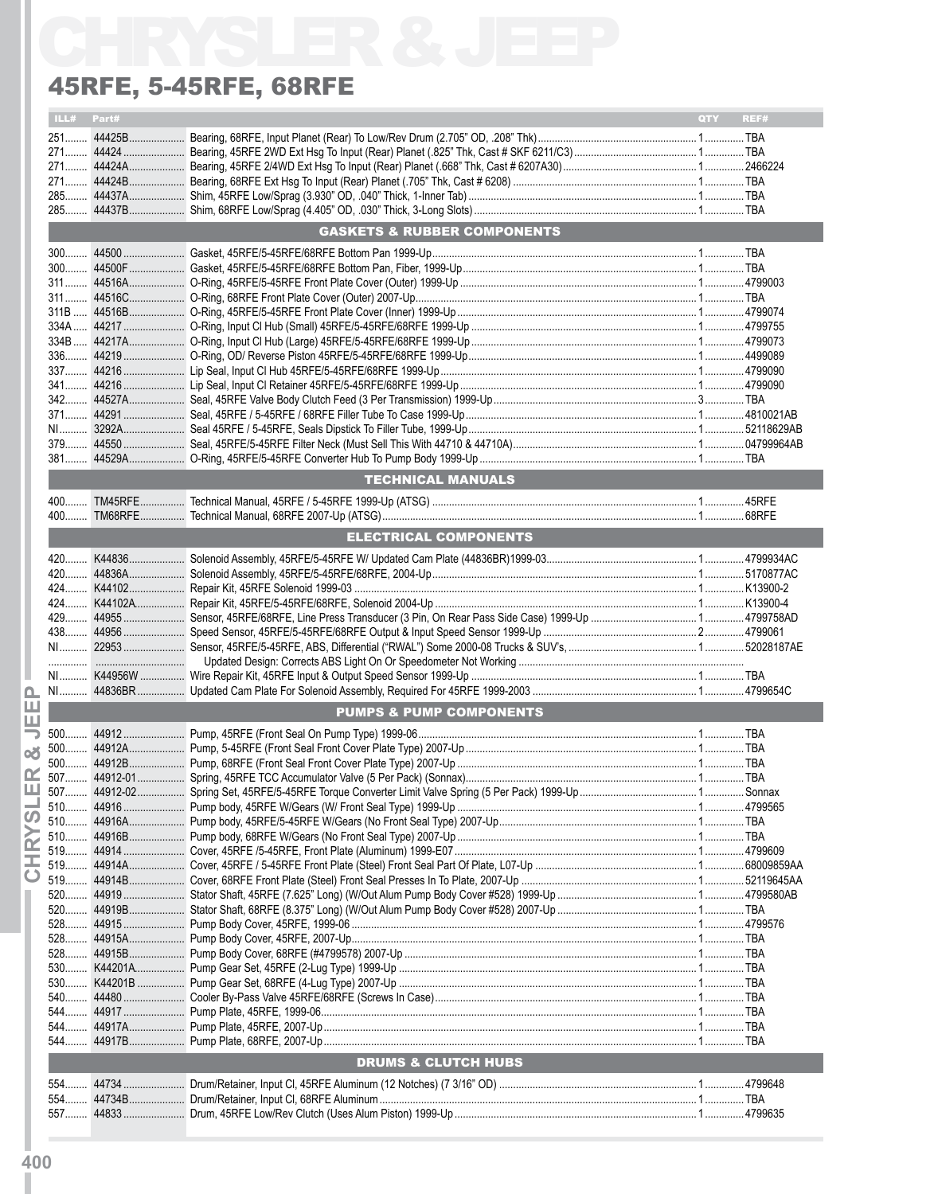# CHRYSLER & JEEP

## 45RFE, 5-45RFE, 68RFE

| ILL# | Part# | | QTY | REF# |
|---|---|---|---|---|
| 251 | 44425B | Bearing, 68RFE, Input Planet (Rear) To Low/Rev Drum (2.705" OD, .208" Thk) | 1 | TBA |
| 271 | 44424 | Bearing, 45RFE 2WD Ext Hsg To Input (Rear) Planet (.825" Thk, Cast # SKF 6211/C3) | 1 | TBA |
| 271 | 44424A | Bearing, 45RFE 2/4WD Ext Hsg To Input (Rear) Planet (.668" Thk, Cast # 6207A30) | 1 | 2466224 |
| 271 | 44424B | Bearing, 68RFE Ext Hsg To Input (Rear) Planet (.705" Thk, Cast # 6208) | 1 | TBA |
| 285 | 44437A | Shim, 45RFE Low/Sprag (3.930" OD, .040" Thick, 1-Inner Tab) | 1 | TBA |
| 285 | 44437B | Shim, 68RFE Low/Sprag (4.405" OD, .030" Thick, 3-Long Slots) | 1 | TBA |
| | | **GASKETS & RUBBER COMPONENTS** | | |
| 300 | 44500 | Gasket, 45RFE/5-45RFE/68RFE Bottom Pan 1999-Up | 1 | TBA |
| 300 | 44500F | Gasket, 45RFE/5-45RFE/68RFE Bottom Pan, Fiber, 1999-Up | 1 | TBA |
| 311 | 44516A | O-Ring, 45RFE/5-45RFE Front Plate Cover (Outer) 1999-Up | 1 | 4799003 |
| 311 | 44516C | O-Ring, 68RFE Front Plate Cover (Outer) 2007-Up | 1 | TBA |
| 311B | 44516B | O-Ring, 45RFE/5-45RFE Front Plate Cover (Inner) 1999-Up | 1 | 4799074 |
| 334A | 44217 | O-Ring, Input Cl Hub (Small) 45RFE/5-45RFE/68RFE 1999-Up | 1 | 4799755 |
| 334B | 44217A | O-Ring, Input Cl Hub (Large) 45RFE/5-45RFE/68RFE 1999-Up | 1 | 4799073 |
| 336 | 44219 | O-Ring, OD/ Reverse Piston 45RFE/5-45RFE/68RFE 1999-Up | 1 | 4499089 |
| 337 | 44216 | Lip Seal, Input Cl Hub 45RFE/5-45RFE/68RFE 1999-Up | 1 | 4799090 |
| 341 | 44216 | Lip Seal, Input Cl Retainer 45RFE/5-45RFE/68RFE 1999-Up | 1 | 4799090 |
| 342 | 44527A | Seal, 45RFE Valve Body Clutch Feed (3 Per Transmission) 1999-Up | 3 | TBA |
| 371 | 44291 | Seal, 45RFE / 5-45RFE / 68RFE Filler Tube To Case 1999-Up | 1 | 4810021AB |
| NI | 3292A | Seal 45RFE / 5-45RFE, Seals Dipstick To Filler Tube, 1999-Up | 1 | 52118629AB |
| 379 | 44550 | Seal, 45RFE/5-45RFE Filter Neck (Must Sell This With 44710 & 44710A) | 1 | 04799964AB |
| 381 | 44529A | O-Ring, 45RFE/5-45RFE Converter Hub To Pump Body 1999-Up | 1 | TBA |
| | | **TECHNICAL MANUALS** | | |
| 400 | TM45RFE | Technical Manual, 45RFE / 5-45RFE 1999-Up (ATSG) | 1 | 45RFE |
| 400 | TM68RFE | Technical Manual, 68RFE 2007-Up (ATSG) | 1 | 68RFE |
| | | **ELECTRICAL COMPONENTS** | | |
| 420 | K44836 | Solenoid Assembly, 45RFE/5-45RFE W/ Updated Cam Plate (44836BR)1999-03 | 1 | 4799934AC |
| 420 | 44836A | Solenoid Assembly, 45RFE/5-45RFE/68RFE, 2004-Up | 1 | 5170877AC |
| 424 | K44102 | Repair Kit, 45RFE Solenoid 1999-03 | 1 | K13900-2 |
| 424 | K44102A | Repair Kit, 45RFE/5-45RFE/68RFE, Solenoid 2004-Up | 1 | K13900-4 |
| 429 | 44955 | Sensor, 45RFE/68RFE, Line Press Transducer (3 Pin, On Rear Pass Side Case) 1999-Up | 1 | 4799758AD |
| 438 | 44956 | Speed Sensor, 45RFE/5-45RFE/68RFE Output & Input Speed Sensor 1999-Up | 2 | 4799061 |
| NI | 22953 | Sensor, 45RFE/5-45RFE, ABS, Differential ("RWAL") Some 2000-08 Trucks & SUV's, | 1 | 52028187AE |
| | | Updated Design: Corrects ABS Light On Or Speedometer Not Working | | |
| NI | K44956W | Wire Repair Kit, 45RFE Input & Output Speed Sensor 1999-Up | 1 | TBA |
| NI | 44836BR | Updated Cam Plate For Solenoid Assembly, Required For 45RFE 1999-2003 | 1 | 4799654C |
| | | **PUMPS & PUMP COMPONENTS** | | |
| 500 | 44912 | Pump, 45RFE (Front Seal On Pump Type) 1999-06 | 1 | TBA |
| 500 | 44912A | Pump, 5-45RFE (Front Seal Front Cover Plate Type) 2007-Up | 1 | TBA |
| 500 | 44912B | Pump, 68RFE (Front Seal Front Cover Plate Type) 2007-Up | 1 | TBA |
| 507 | 44912-01 | Spring, 45RFE TCC Accumulator Valve (5 Per Pack) (Sonnax) | 1 | TBA |
| 507 | 44912-02 | Spring Set, 45RFE/5-45RFE Torque Converter Limit Valve Spring (5 Per Pack) 1999-Up | 1 | Sonnax |
| 510 | 44916 | Pump body, 45RFE W/Gears (W/ Front Seal Type) 1999-Up | 1 | 4799565 |
| 510 | 44916A | Pump body, 45RFE/5-45RFE W/Gears (No Front Seal Type) 2007-Up | 1 | TBA |
| 510 | 44916B | Pump body, 68RFE W/Gears (No Front Seal Type) 2007-Up | 1 | TBA |
| 519 | 44914 | Cover, 45RFE /5-45RFE, Front Plate (Aluminum) 1999-E07 | 1 | 4799609 |
| 519 | 44914A | Cover, 45RFE / 5-45RFE Front Plate (Steel) Front Seal Part Of Plate, L07-Up | 1 | 68009859AA |
| 519 | 44914B | Cover, 68RFE Front Plate (Steel) Front Seal Presses In To Plate, 2007-Up | 1 | 52119645AA |
| 520 | 44919 | Stator Shaft, 45RFE (7.625" Long) (W/Out Alum Pump Body Cover #528) 1999-Up | 1 | 4799580AB |
| 520 | 44919B | Stator Shaft, 68RFE (8.375" Long) (W/Out Alum Pump Body Cover #528) 2007-Up | 1 | TBA |
| 528 | 44915 | Pump Body Cover, 45RFE, 1999-06 | 1 | 4799576 |
| 528 | 44915A | Pump Body Cover, 45RFE, 2007-Up | 1 | TBA |
| 528 | 44915B | Pump Body Cover, 68RFE (#4799578) 2007-Up | 1 | TBA |
| 530 | K44201A | Pump Gear Set, 45RFE (2-Lug Type) 1999-Up | 1 | TBA |
| 530 | K44201B | Pump Gear Set, 68RFE (4-Lug Type) 2007-Up | 1 | TBA |
| 540 | 44480 | Cooler By-Pass Valve 45RFE/68RFE (Screws In Case) | 1 | TBA |
| 544 | 44917 | Pump Plate, 45RFE, 1999-06 | 1 | TBA |
| 544 | 44917A | Pump Plate, 45RFE, 2007-Up | 1 | TBA |
| 544 | 44917B | Pump Plate, 68RFE, 2007-Up | 1 | TBA |
| | | **DRUMS & CLUTCH HUBS** | | |
| 554 | 44734 | Drum/Retainer, Input Cl, 45RFE Aluminum (12 Notches) (7 3/16" OD) | 1 | 4799648 |
| 554 | 44734B | Drum/Retainer, Input Cl, 68RFE Aluminum | 1 | TBA |
| 557 | 44833 | Drum, 45RFE Low/Rev Clutch (Uses Alum Piston) 1999-Up | 1 | 4799635 |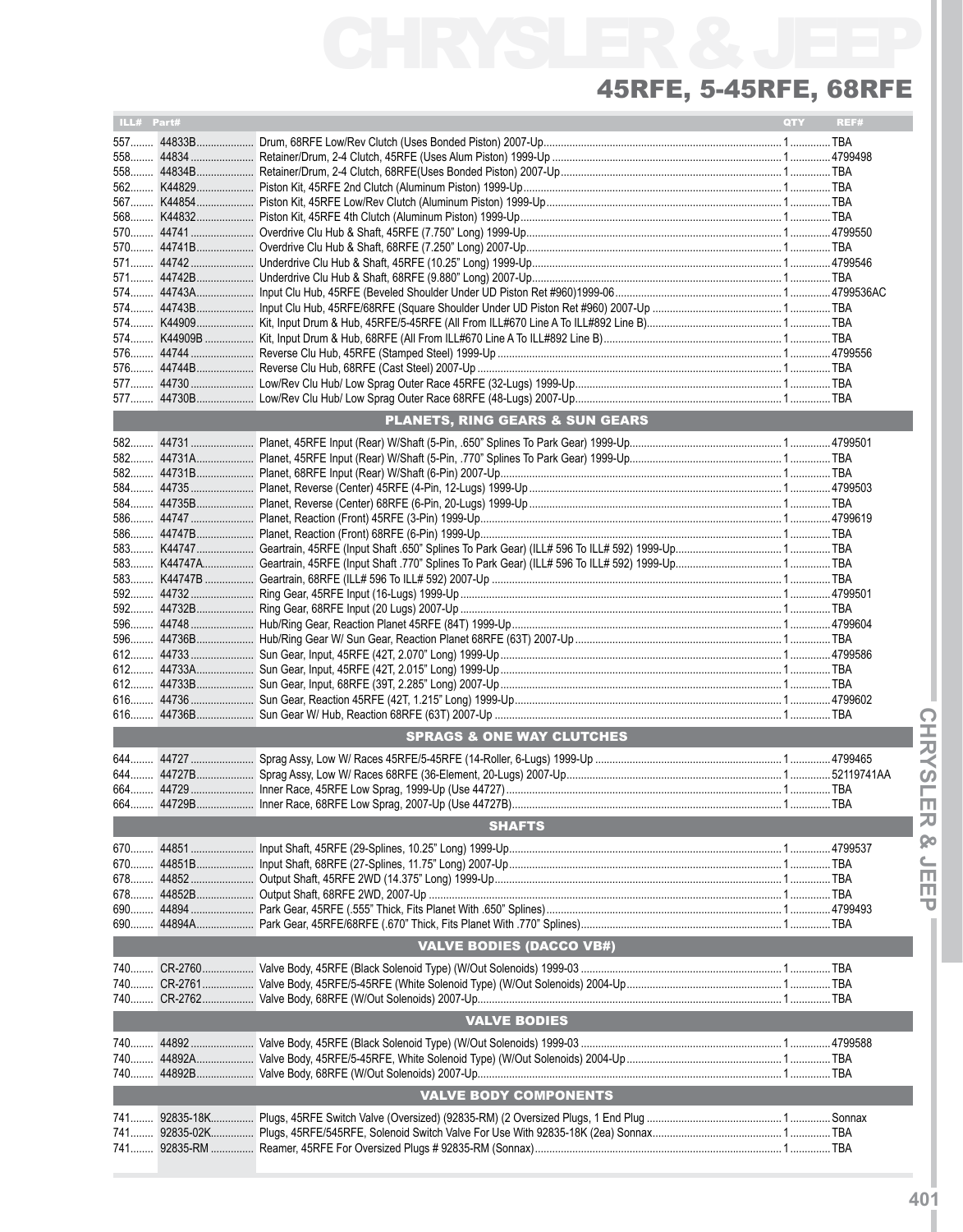# CHRYSLER & JEEP

## 45RFE, 5-45RFE, 68RFE

| ILL# | Part# | | QTY | REF# |
|---|---|---|---|---|
| 557 | 44833B | Drum, 68RFE Low/Rev Clutch (Uses Bonded Piston) 2007-Up | 1 | TBA |
| 558 | 44834 | Retainer/Drum, 2-4 Clutch, 45RFE (Uses Alum Piston) 1999-Up | 1 | 4799498 |
| 558 | 44834B | Retainer/Drum, 2-4 Clutch, 68RFE(Uses Bonded Piston) 2007-Up | 1 | TBA |
| 562 | K44829 | Piston Kit, 45RFE 2nd Clutch (Aluminum Piston) 1999-Up | 1 | TBA |
| 567 | K44854 | Piston Kit, 45RFE Low/Rev Clutch (Aluminum Piston) 1999-Up | 1 | TBA |
| 568 | K44832 | Piston Kit, 45RFE 4th Clutch (Aluminum Piston) 1999-Up | 1 | TBA |
| 570 | 44741 | Overdrive Clu Hub & Shaft, 45RFE (7.750" Long) 1999-Up | 1 | 4799550 |
| 570 | 44741B | Overdrive Clu Hub & Shaft, 68RFE (7.250" Long) 2007-Up | 1 | TBA |
| 571 | 44742 | Underdrive Clu Hub & Shaft, 45RFE (10.25" Long) 1999-Up | 1 | 4799546 |
| 571 | 44742B | Underdrive Clu Hub & Shaft, 68RFE (9.880" Long) 2007-Up | 1 | TBA |
| 574 | 44743A | Input Clu Hub, 45RFE (Beveled Shoulder Under UD Piston Ret #960)1999-06 | 1 | 4799536AC |
| 574 | 44743B | Input Clu Hub, 45RFE/68RFE (Square Shoulder Under UD Piston Ret #960) 2007-Up | 1 | TBA |
| 574 | K44909 | Kit, Input Drum & Hub, 45RFE/5-45RFE (All From ILL#670 Line A To ILL#892 Line B) | 1 | TBA |
| 574 | K44909B | Kit, Input Drum & Hub, 68RFE (All From ILL#670 Line A To ILL#892 Line B) | 1 | TBA |
| 576 | 44744 | Reverse Clu Hub, 45RFE (Stamped Steel) 1999-Up | 1 | 4799556 |
| 576 | 44744B | Reverse Clu Hub, 68RFE (Cast Steel) 2007-Up | 1 | TBA |
| 577 | 44730 | Low/Rev Clu Hub/ Low Sprag Outer Race 45RFE (32-Lugs) 1999-Up | 1 | TBA |
| 577 | 44730B | Low/Rev Clu Hub/ Low Sprag Outer Race 68RFE (48-Lugs) 2007-Up | 1 | TBA |
| | | **PLANETS, RING GEARS & SUN GEARS** | | |
| 582 | 44731 | Planet, 45RFE Input (Rear) W/Shaft (5-Pin, .650" Splines To Park Gear) 1999-Up | 1 | 4799501 |
| 582 | 44731A | Planet, 45RFE Input (Rear) W/Shaft (5-Pin, .770" Splines To Park Gear) 1999-Up | 1 | TBA |
| 582 | 44731B | Planet, 68RFE Input (Rear) W/Shaft (6-Pin) 2007-Up | 1 | TBA |
| 584 | 44735 | Planet, Reverse (Center) 45RFE (4-Pin, 12-Lugs) 1999-Up | 1 | 4799503 |
| 584 | 44735B | Planet, Reverse (Center) 68RFE (6-Pin, 20-Lugs) 1999-Up | 1 | TBA |
| 586 | 44747 | Planet, Reaction (Front) 45RFE (3-Pin) 1999-Up | 1 | 4799619 |
| 586 | 44747B | Planet, Reaction (Front) 68RFE (6-Pin) 1999-Up | 1 | TBA |
| 583 | K44747 | Geartrain, 45RFE (Input Shaft .650" Splines To Park Gear) (ILL# 596 To ILL# 592) 1999-Up | 1 | TBA |
| 583 | K44747A | Geartrain, 45RFE (Input Shaft .770" Splines To Park Gear) (ILL# 596 To ILL# 592) 1999-Up | 1 | TBA |
| 583 | K44747B | Geartrain, 68RFE (ILL# 596 To ILL# 592) 2007-Up | 1 | TBA |
| 592 | 44732 | Ring Gear, 45RFE Input (16-Lugs) 1999-Up | 1 | 4799501 |
| 592 | 44732B | Ring Gear, 68RFE Input (20 Lugs) 2007-Up | 1 | TBA |
| 596 | 44748 | Hub/Ring Gear, Reaction Planet 45RFE (84T) 1999-Up | 1 | 4799604 |
| 596 | 44736B | Hub/Ring Gear W/ Sun Gear, Reaction Planet 68RFE (63T) 2007-Up | 1 | TBA |
| 612 | 44733 | Sun Gear, Input, 45RFE (42T, 2.070" Long) 1999-Up | 1 | 4799586 |
| 612 | 44733A | Sun Gear, Input, 45RFE (42T, 2.015" Long) 1999-Up | 1 | TBA |
| 612 | 44733B | Sun Gear, Input, 68RFE (39T, 2.285" Long) 2007-Up | 1 | TBA |
| 616 | 44736 | Sun Gear, Reaction 45RFE (42T, 1.215" Long) 1999-Up | 1 | 4799602 |
| 616 | 44736B | Sun Gear W/ Hub, Reaction 68RFE (63T) 2007-Up | 1 | TBA |
| | | **SPRAGS & ONE WAY CLUTCHES** | | |
| 644 | 44727 | Sprag Assy, Low W/ Races 45RFE/5-45RFE (14-Roller, 6-Lugs) 1999-Up | 1 | 4799465 |
| 644 | 44727B | Sprag Assy, Low W/ Races 68RFE (36-Element, 20-Lugs) 2007-Up | 1 | 52119741AA |
| 664 | 44729 | Inner Race, 45RFE Low Sprag, 1999-Up (Use 44727) | 1 | TBA |
| 664 | 44729B | Inner Race, 68RFE Low Sprag, 2007-Up (Use 44727B) | 1 | TBA |
| | | **SHAFTS** | | |
| 670 | 44851 | Input Shaft, 45RFE (29-Splines, 10.25" Long) 1999-Up | 1 | 4799537 |
| 670 | 44851B | Input Shaft, 68RFE (27-Splines, 11.75" Long) 2007-Up | 1 | TBA |
| 678 | 44852 | Output Shaft, 45RFE 2WD (14.375" Long) 1999-Up | 1 | TBA |
| 678 | 44852B | Output Shaft, 68RFE 2WD, 2007-Up | 1 | TBA |
| 690 | 44894 | Park Gear, 45RFE (.555" Thick, Fits Planet With .650" Splines) | 1 | 4799493 |
| 690 | 44894A | Park Gear, 45RFE/68RFE (.670" Thick, Fits Planet With .770" Splines) | 1 | TBA |
| | | **VALVE BODIES (DACCO VB#)** | | |
| 740 | CR-2760 | Valve Body, 45RFE (Black Solenoid Type) (W/Out Solenoids) 1999-03 | 1 | TBA |
| 740 | CR-2761 | Valve Body, 45RFE/5-45RFE (White Solenoid Type) (W/Out Solenoids) 2004-Up | 1 | TBA |
| 740 | CR-2762 | Valve Body, 68RFE (W/Out Solenoids) 2007-Up | 1 | TBA |
| | | **VALVE BODIES** | | |
| 740 | 44892 | Valve Body, 45RFE (Black Solenoid Type) (W/Out Solenoids) 1999-03 | 1 | 4799588 |
| 740 | 44892A | Valve Body, 45RFE/5-45RFE, White Solenoid Type) (W/Out Solenoids) 2004-Up | 1 | TBA |
| 740 | 44892B | Valve Body, 68RFE (W/Out Solenoids) 2007-Up | 1 | TBA |
| | | **VALVE BODY COMPONENTS** | | |
| 741 | 92835-18K | Plugs, 45RFE Switch Valve (Oversized) (92835-RM) (2 Oversized Plugs, 1 End Plug | 1 | Sonnax |
| 741 | 92835-02K | Plugs, 45RFE/545RFE, Solenoid Switch Valve For Use With 92835-18K (2ea) Sonnax | 1 | TBA |
| 741 | 92835-RM | Reamer, 45RFE For Oversized Plugs # 92835-RM (Sonnax) | 1 | TBA |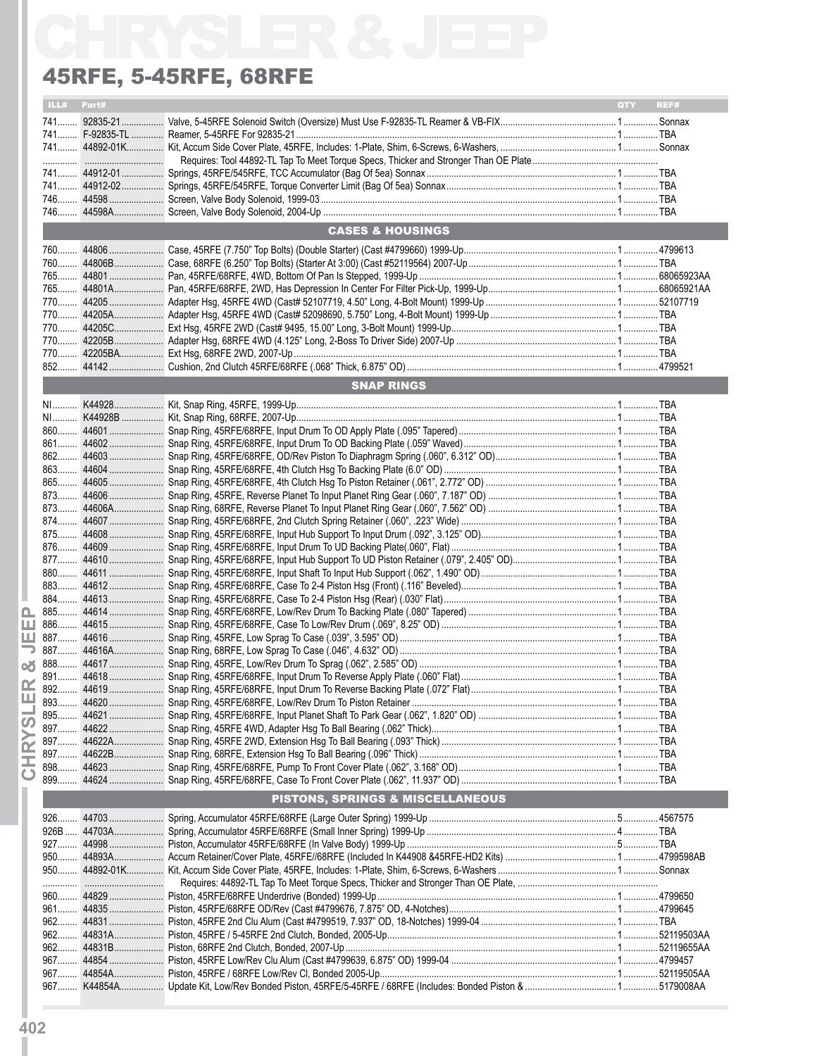# CHRYSLER & JEEP

## 45RFE, 5-45RFE, 68RFE

| ILL# | Part# | | QTY | REF# |
|---|---|---|---|---|
| 741 | 92835-21 | Valve, 5-45RFE Solenoid Switch (Oversize) Must Use F-92835-TL Reamer & VB-FIX | 1 | Sonnax |
| 741 | F-92835-TL | Reamer, 5-45RFE For 92835-21 | 1 | TBA |
| 741 | 44892-01K | Kit, Accum Side Cover Plate, 45RFE, Includes: 1-Plate, Shim, 6-Screws, 6-Washers, | 1 | Sonnax |
| | | Requires: Tool 44892-TL Tap To Meet Torque Specs, Thicker and Stronger Than OE Plate | | |
| 741 | 44912-01 | Springs, 45RFE/545RFE, TCC Accumulator (Bag Of 5ea) Sonnax | 1 | TBA |
| 741 | 44912-02 | Springs, 45RFE/545RFE, Torque Converter Limit (Bag Of 5ea) Sonnax | 1 | TBA |
| 746 | 44598 | Screen, Valve Body Solenoid, 1999-03 | 1 | TBA |
| 746 | 44598A | Screen, Valve Body Solenoid, 2004-Up | 1 | TBA |
| | | **CASES & HOUSINGS** | | |
| 760 | 44806 | Case, 45RFE (7.750" Top Bolts) (Double Starter) (Cast #4799660) 1999-Up | 1 | 4799613 |
| 760 | 44806B | Case, 68RFE (6.250" Top Bolts) (Starter At 3:00) (Cast #52119564) 2007-Up | 1 | TBA |
| 765 | 44801 | Pan, 45RFE/68RFE, 4WD, Bottom Of Pan Is Stepped, 1999-Up | 1 | 68065923AA |
| 765 | 44801A | Pan, 45RFE/68RFE, 2WD, Has Depression In Center For Filter Pick-Up, 1999-Up | 1 | 68065921AA |
| 770 | 44205 | Adapter Hsg, 45RFE 4WD (Cast# 52107719, 4.50" Long, 4-Bolt Mount) 1999-Up | 1 | 52107719 |
| 770 | 44205A | Adapter Hsg, 45RFE 4WD (Cast# 52098690, 5.750" Long, 4-Bolt Mount) 1999-Up | 1 | TBA |
| 770 | 44205C | Ext Hsg, 45RFE 2WD (Cast# 9495, 15.00" Long, 3-Bolt Mount) 1999-Up | 1 | TBA |
| 770 | 42205B | Adapter Hsg, 68RFE 4WD (4.125" Long, 2-Boss To Driver Side) 2007-Up | 1 | TBA |
| 770 | 42205BA | Ext Hsg, 68RFE 2WD, 2007-Up | 1 | TBA |
| 852 | 44142 | Cushion, 2nd Clutch 45RFE/68RFE (.068" Thick, 6.875" OD) | 1 | 4799521 |
| | | **SNAP RINGS** | | |
| NI | K44928 | Kit, Snap Ring, 45RFE, 1999-Up | 1 | TBA |
| NI | K44928B | Kit, Snap Ring, 68RFE, 2007-Up | 1 | TBA |
| 860 | 44601 | Snap Ring, 45RFE/68RFE, Input Drum To OD Apply Plate (.095" Tapered) | 1 | TBA |
| 861 | 44602 | Snap Ring, 45RFE/68RFE, Input Drum To OD Backing Plate (.059" Waved) | 1 | TBA |
| 862 | 44603 | Snap Ring, 45RFE/68RFE, OD/Rev Piston To Diaphragm Spring (.060", 6.312" OD) | 1 | TBA |
| 863 | 44604 | Snap Ring, 45RFE/68RFE, 4th Clutch Hsg To Backing Plate (6.0" OD) | 1 | TBA |
| 865 | 44605 | Snap Ring, 45RFE/68RFE, 4th Clutch Hsg To Piston Retainer (.061", 2.772" OD) | 1 | TBA |
| 873 | 44606 | Snap Ring, 45RFE, Reverse Planet To Input Planet Ring Gear (.060", 7.187" OD) | 1 | TBA |
| 873 | 44606A | Snap Ring, 68RFE, Reverse Planet To Input Planet Ring Gear (.060", 7.562" OD) | 1 | TBA |
| 874 | 44607 | Snap Ring, 45RFE/68RFE, 2nd Clutch Spring Retainer (.060", .223" Wide) | 1 | TBA |
| 875 | 44608 | Snap Ring, 45RFE/68RFE, Input Hub Support To Input Drum (.092", 3.125" OD) | 1 | TBA |
| 876 | 44609 | Snap Ring, 45RFE/68RFE, Input Drum To UD Backing Plate(.060", Flat) | 1 | TBA |
| 877 | 44610 | Snap Ring, 45RFE/68RFE, Input Hub Support To UD Piston Retainer (.079", 2.405" OD) | 1 | TBA |
| 880 | 44611 | Snap Ring, 45RFE/68RFE, Input Shaft To Input Hub Support (.062", 1.490" OD) | 1 | TBA |
| 883 | 44612 | Snap Ring, 45RFE/68RFE, Case To 2-4 Piston Hsg (Front) (.116" Beveled) | 1 | TBA |
| 884 | 44613 | Snap Ring, 45RFE/68RFE, Case To 2-4 Piston Hsg (Rear) (.030" Flat) | 1 | TBA |
| 885 | 44614 | Snap Ring, 45RFE/68RFE, Low/Rev Drum To Backing Plate (.080" Tapered) | 1 | TBA |
| 886 | 44615 | Snap Ring, 45RFE/68RFE, Case To Low/Rev Drum (.069", 8.25" OD) | 1 | TBA |
| 887 | 44616 | Snap Ring, 45RFE, Low Sprag To Case (.039", 3.595" OD) | 1 | TBA |
| 887 | 44616A | Snap Ring, 68RFE, Low Sprag To Case (.046", 4.632" OD) | 1 | TBA |
| 888 | 44617 | Snap Ring, 45RFE, Low/Rev Drum To Sprag (.062", 2.585" OD) | 1 | TBA |
| 891 | 44618 | Snap Ring, 45RFE/68RFE, Input Drum To Reverse Apply Plate (.060" Flat) | 1 | TBA |
| 892 | 44619 | Snap Ring, 45RFE/68RFE, Input Drum To Reverse Backing Plate (.072" Flat) | 1 | TBA |
| 893 | 44620 | Snap Ring, 45RFE/68RFE, Low/Rev Drum To Piston Retainer | 1 | TBA |
| 895 | 44621 | Snap Ring, 45RFE/68RFE, Input Planet Shaft To Park Gear (.062", 1.820" OD) | 1 | TBA |
| 897 | 44622 | Snap Ring, 45RFE 4WD, Adapter Hsg To Ball Bearing (.062" Thick) | 1 | TBA |
| 897 | 44622A | Snap Ring, 45RFE 2WD, Extension Hsg To Ball Bearing (.093" Thick) | 1 | TBA |
| 897 | 44622B | Snap Ring, 68RFE, Extension Hsg To Ball Bearing (.096" Thick) | 1 | TBA |
| 898 | 44623 | Snap Ring, 45RFE/68RFE, Pump To Front Cover Plate (.062", 3.168" OD) | 1 | TBA |
| 899 | 44624 | Snap Ring, 45RFE/68RFE, Case To Front Cover Plate (.062", 11.937" OD) | 1 | TBA |
| | | **PISTONS, SPRINGS & MISCELLANEOUS** | | |
| 926 | 44703 | Spring, Accumulator 45RFE/68RFE (Large Outer Spring) 1999-Up | 5 | 4567575 |
| 926B | 44703A | Spring, Accumulator 45RFE/68RFE (Small Inner Spring) 1999-Up | 4 | TBA |
| 927 | 44998 | Piston, Accumulator 45RFE/68RFE (In Valve Body) 1999-Up | 5 | TBA |
| 950 | 44893A | Accum Retainer/Cover Plate, 45RFE//68RFE (Included In K44908 &45RFE-HD2 Kits) | 1 | 4799598AB |
| 950 | 44892-01K | Kit, Accum Side Cover Plate, 45RFE, Includes: 1-Plate, Shim, 6-Screws, 6-Washers | 1 | Sonnax |
| | | Requires: 44892-TL Tap To Meet Torque Specs, Thicker and Stronger Than OE Plate, | | |
| 960 | 44829 | Piston, 45RFE/68RFE Underdrive (Bonded) 1999-Up | 1 | 4799650 |
| 961 | 44835 | Piston, 45RFE/68RFE OD/Rev (Cast #4799676, 7.875" OD, 4-Notches) | 1 | 4799645 |
| 962 | 44831 | Piston, 45RFE 2nd Clu Alum (Cast #4799519, 7.937" OD, 18-Notches) 1999-04 | 1 | TBA |
| 962 | 44831A | Piston, 45RFE / 5-45RFE 2nd Clutch, Bonded, 2005-Up | 1 | 52119503AA |
| 962 | 44831B | Piston, 68RFE 2nd Clutch, Bonded, 2007-Up | 1 | 52119655AA |
| 967 | 44854 | Piston, 45RFE Low/Rev Clu Alum (Cast #4799639, 6.875" OD) 1999-04 | 1 | 4799457 |
| 967 | 44854A | Piston, 45RFE / 68RFE Low/Rev Cl, Bonded 2005-Up | 1 | 52119505AA |
| 967 | K44854A | Update Kit, Low/Rev Bonded Piston, 45RFE/5-45RFE / 68RFE (Includes: Bonded Piston & | 1 | 5179008AA |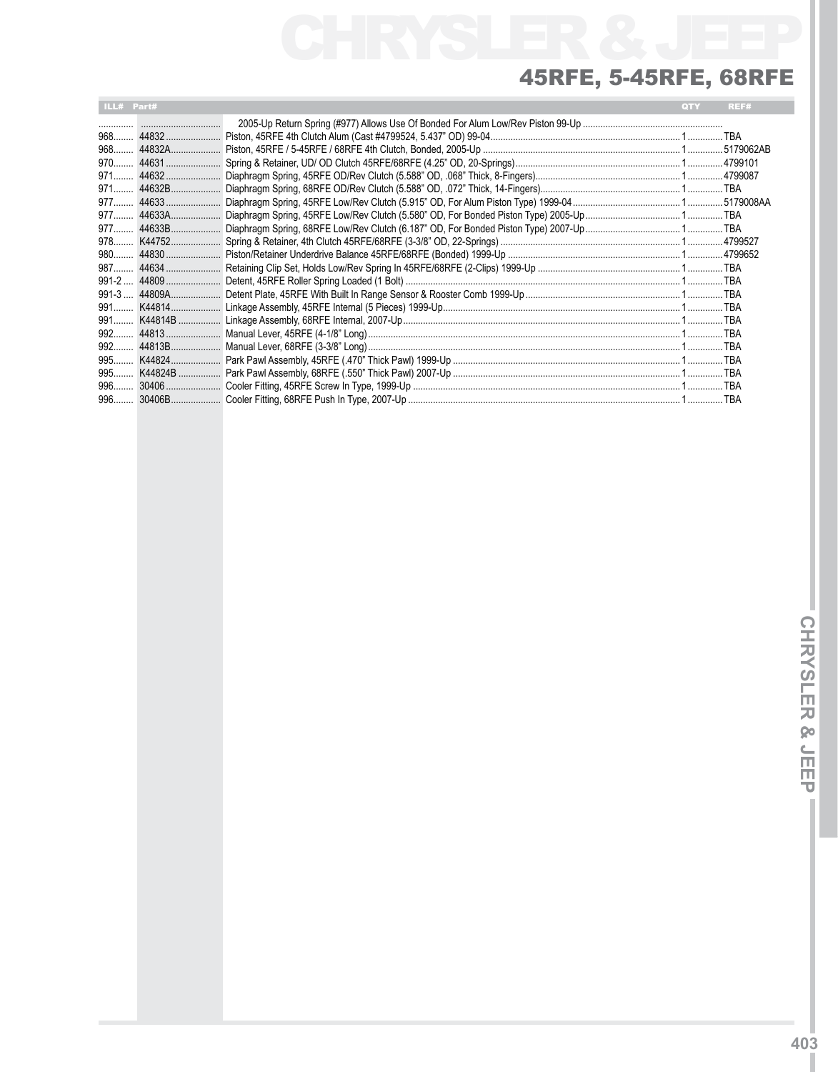# 45RFE, 5-45RFE, 68RFE

| ILL# | Part# | | QTY | REF# |
|---|---|---|---|---|
| | | 2005-Up Return Spring (#977) Allows Use Of Bonded For Alum Low/Rev Piston 99-Up | | |
| 968 | 44832 | Piston, 45RFE 4th Clutch Alum (Cast #4799524, 5.437" OD) 99-04 | 1 | TBA |
| 968 | 44832A | Piston, 45RFE / 5-45RFE / 68RFE 4th Clutch, Bonded, 2005-Up | 1 | 5179062AB |
| 970 | 44631 | Spring & Retainer, UD/ OD Clutch 45RFE/68RFE (4.25" OD, 20-Springs) | 1 | 4799101 |
| 971 | 44632 | Diaphragm Spring, 45RFE OD/Rev Clutch (5.588" OD, .068" Thick, 8-Fingers) | 1 | 4799087 |
| 971 | 44632B | Diaphragm Spring, 68RFE OD/Rev Clutch (5.588" OD, .072" Thick, 14-Fingers) | 1 | TBA |
| 977 | 44633 | Diaphragm Spring, 45RFE Low/Rev Clutch (5.915" OD, For Alum Piston Type) 1999-04 | 1 | 5179008AA |
| 977 | 44633A | Diaphragm Spring, 45RFE Low/Rev Clutch (5.580" OD, For Bonded Piston Type) 2005-Up | 1 | TBA |
| 977 | 44633B | Diaphragm Spring, 68RFE Low/Rev Clutch (6.187" OD, For Bonded Piston Type) 2007-Up | 1 | TBA |
| 978 | K44752 | Spring & Retainer, 4th Clutch 45RFE/68RFE (3-3/8" OD, 22-Springs) | 1 | 4799527 |
| 980 | 44830 | Piston/Retainer Underdrive Balance 45RFE/68RFE (Bonded) 1999-Up | 1 | 4799652 |
| 987 | 44634 | Retaining Clip Set, Holds Low/Rev Spring In 45RFE/68RFE (2-Clips) 1999-Up | 1 | TBA |
| 991-2 | 44809 | Detent, 45RFE Roller Spring Loaded (1 Bolt) | 1 | TBA |
| 991-3 | 44809A | Detent Plate, 45RFE With Built In Range Sensor & Rooster Comb 1999-Up | 1 | TBA |
| 991 | K44814 | Linkage Assembly, 45RFE Internal (5 Pieces) 1999-Up | 1 | TBA |
| 991 | K44814B | Linkage Assembly, 68RFE Internal, 2007-Up | 1 | TBA |
| 992 | 44813 | Manual Lever, 45RFE (4-1/8" Long) | 1 | TBA |
| 992 | 44813B | Manual Lever, 68RFE (3-3/8" Long) | 1 | TBA |
| 995 | K44824 | Park Pawl Assembly, 45RFE (.470" Thick Pawl) 1999-Up | 1 | TBA |
| 995 | K44824B | Park Pawl Assembly, 68RFE (.550" Thick Pawl) 2007-Up | 1 | TBA |
| 996 | 30406 | Cooler Fitting, 45RFE Screw In Type, 1999-Up | 1 | TBA |
| 996 | 30406B | Cooler Fitting, 68RFE Push In Type, 2007-Up | 1 | TBA |